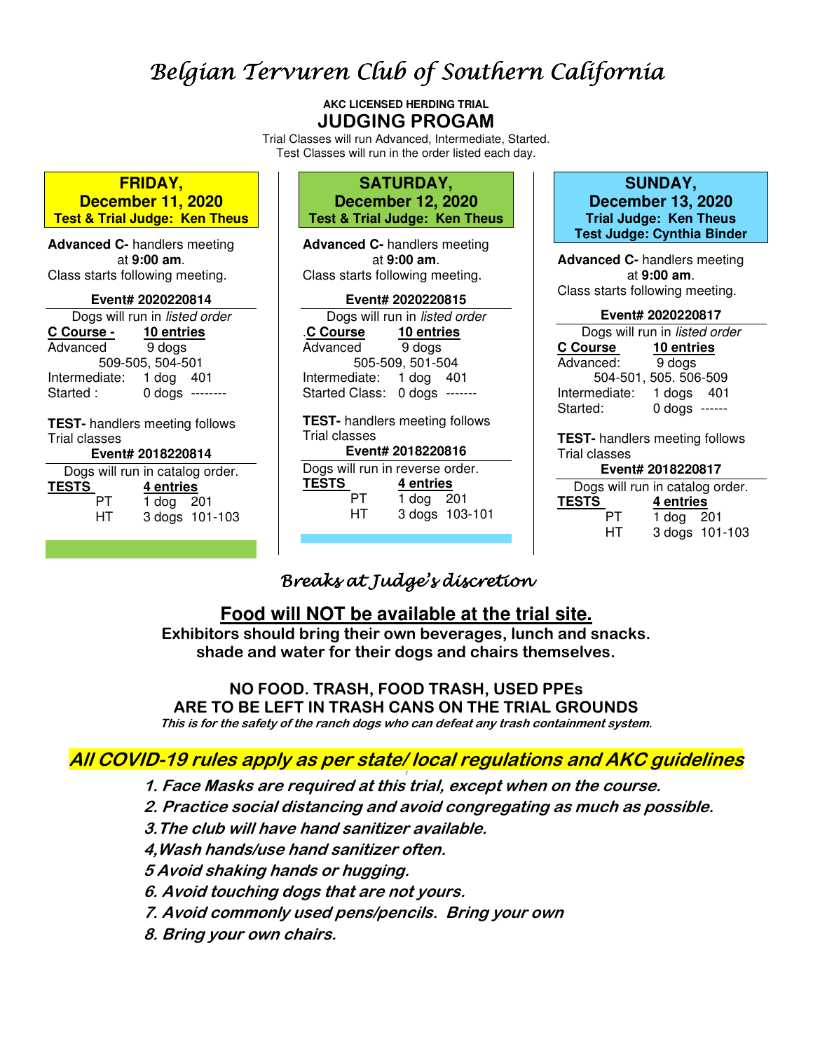# *Belgian Tervuren Club of Southern California*

**AKC LICENSED HERDING TRIAL**

## JUDGING PROGAM

Trial Classes will run Advanced, Intermediate, Started.
Test Classes will run in the order listed each day.

### FRIDAY, December 11, 2020
**Test & Trial Judge: Ken Theus**

**Advanced C-** handlers meeting at **9:00 am**.
Class starts following meeting.

**Event# 2020220814**

Dogs will run in *listed order*

| **C Course -** | **10 entries** |
|---|---|
| Advanced | 9 dogs |
| | 509-505, 504-501 |
| Intermediate: | 1 dog 401 |
| Started : | 0 dogs -------- |

**TEST-** handlers meeting follows Trial classes

**Event# 2018220814**

Dogs will run in catalog order.

| **TESTS** | **4 entries** |
|---|---|
| PT | 1 dog 201 |
| HT | 3 dogs 101-103 |

### SATURDAY, December 12, 2020
**Test & Trial Judge: Ken Theus**

**Advanced C-** handlers meeting at **9:00 am**.
Class starts following meeting.

**Event# 2020220815**

Dogs will run in *listed order*

| .**C Course** | **10 entries** |
|---|---|
| Advanced | 9 dogs |
| | 505-509, 501-504 |
| Intermediate: | 1 dog 401 |
| Started Class: | 0 dogs ------- |

**TEST-** handlers meeting follows Trial classes

**Event# 2018220816**

Dogs will run in reverse order.

| **TESTS** | **4 entries** |
|---|---|
| PT | 1 dog 201 |
| HT | 3 dogs 103-101 |

### SUNDAY, December 13, 2020
**Trial Judge: Ken Theus**
**Test Judge: Cynthia Binder**

**Advanced C-** handlers meeting at **9:00 am**.
Class starts following meeting.

**Event# 2020220817**

Dogs will run in *listed order*

| **C Course** | **10 entries** |
|---|---|
| Advanced: | 9 dogs |
| | 504-501, 505. 506-509 |
| Intermediate: | 1 dogs 401 |
| Started: | 0 dogs ------ |

**TEST-** handlers meeting follows Trial classes

**Event# 2018220817**

Dogs will run in catalog order.

| **TESTS** | **4 entries** |
|---|---|
| PT | 1 dog 201 |
| HT | 3 dogs 101-103 |

*Breaks at Judge's discretion*

**<u>Food will NOT be available at the trial site.</u>**

**Exhibitors should bring their own beverages, lunch and snacks. shade and water for their dogs and chairs themselves.**

**NO FOOD. TRASH, FOOD TRASH, USED PPEs ARE TO BE LEFT IN TRASH CANS ON THE TRIAL GROUNDS**

***This is for the safety of the ranch dogs who can defeat any trash containment system.***

***All COVID-19 rules apply as per state/ local regulations and AKC guidelines***

***1. Face Masks are required at this trial, except when on the course.***
***2. Practice social distancing and avoid congregating as much as possible.***
***3.The club will have hand sanitizer available.***
***4,Wash hands/use hand sanitizer often.***
***5 Avoid shaking hands or hugging.***
***6. Avoid touching dogs that are not yours.***
***7. Avoid commonly used pens/pencils. Bring your own***
***8. Bring your own chairs.***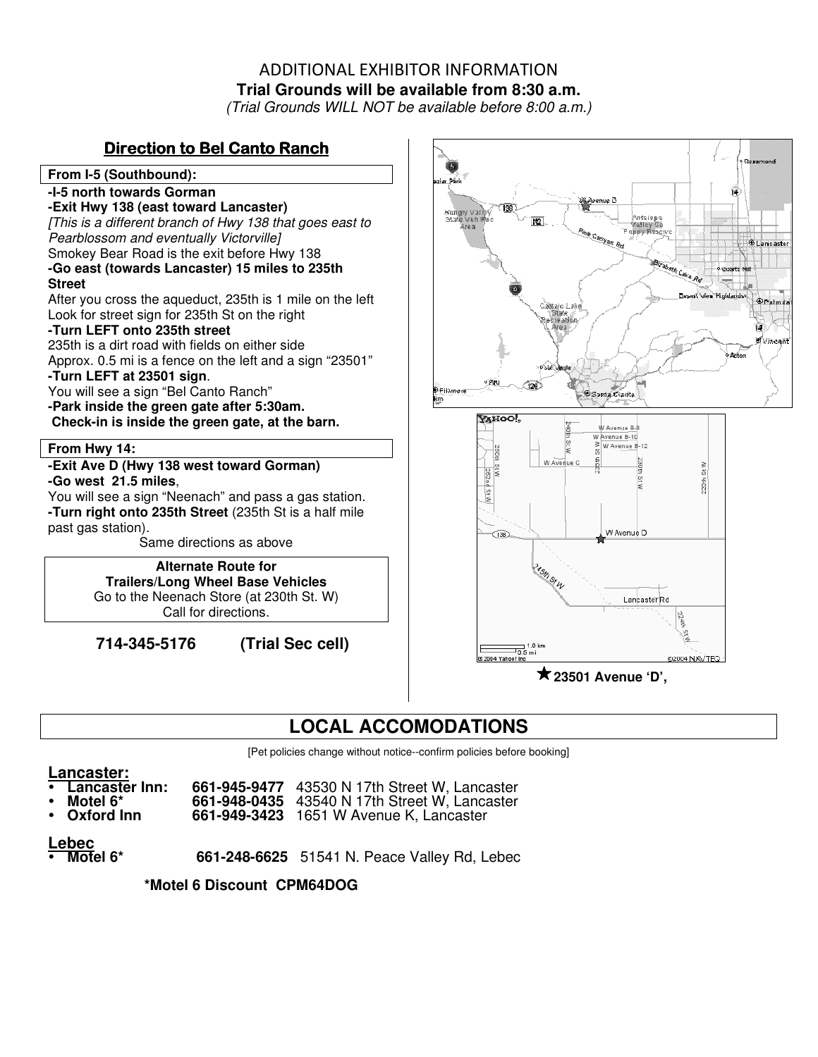ADDITIONAL EXHIBITOR INFORMATION

**Trial Grounds will be available from 8:30 a.m.**

*(Trial Grounds WILL NOT be available before 8:00 a.m.)*

## Direction to Bel Canto Ranch

**From I-5 (Southbound):**

**-I-5 north towards Gorman**

**-Exit Hwy 138 (east toward Lancaster)**

*[This is a different branch of Hwy 138 that goes east to Pearblossom and eventually Victorville]*

Smokey Bear Road is the exit before Hwy 138

**-Go east (towards Lancaster) 15 miles to 235th Street**

After you cross the aqueduct, 235th is 1 mile on the left

Look for street sign for 235th St on the right

**-Turn LEFT onto 235th street**

235th is a dirt road with fields on either side

Approx. 0.5 mi is a fence on the left and a sign "23501"

**-Turn LEFT at 23501 sign**.

You will see a sign "Bel Canto Ranch"

**-Park inside the green gate after 5:30am.**
**Check-in is inside the green gate, at the barn.**

**From Hwy 14:**

**-Exit Ave D (Hwy 138 west toward Gorman)**

**-Go west 21.5 miles**,

You will see a sign "Neenach" and pass a gas station.

**-Turn right onto 235th Street** (235th St is a half mile past gas station).

Same directions as above

**Alternate Route for**
**Trailers/Long Wheel Base Vehicles**
Go to the Neenach Store (at 230th St. W)
Call for directions.

**714-345-5176 (Trial Sec cell)**

Gorman
138
Hungry Valley State Veh Rec Area
W Avenue D
Antelope Valley Ca Poppy Reserve
Rosamond
Lancaster
Pine Canyon Rd
Elizabeth Lake Rd
Quartz Hill
Desert View Highlands
Palmdale
Castaic Lake State Recreation Area
Vincent
Acton
Val Verde
Piru
Fillmore
126
Santa Clarita

YAHOO!
W Avenue B-8
W Avenue B-10
W Avenue B-12
W Avenue C
240th St W
235th St W
230th St W
250th St W
252nd St W
220th St W
138
W Avenue D
245th St W
Lancaster Rd
224th St W
1.0 km
0.5 mi
© 2004 Yahoo! Inc
©2004 NAVTEQ

★ **23501 Avenue 'D',**

# LOCAL ACCOMODATIONS

[Pet policies change without notice--confirm policies before booking]

### Lancaster:

- **Lancaster Inn:** **661-945-9477** 43530 N 17th Street W, Lancaster
- **Motel 6*** **661-948-0435** 43540 N 17th Street W, Lancaster
- **Oxford Inn** **661-949-3423** 1651 W Avenue K, Lancaster

### Lebec

- **Motel 6*** **661-248-6625** 51541 N. Peace Valley Rd, Lebec

**\*Motel 6 Discount CPM64DOG**